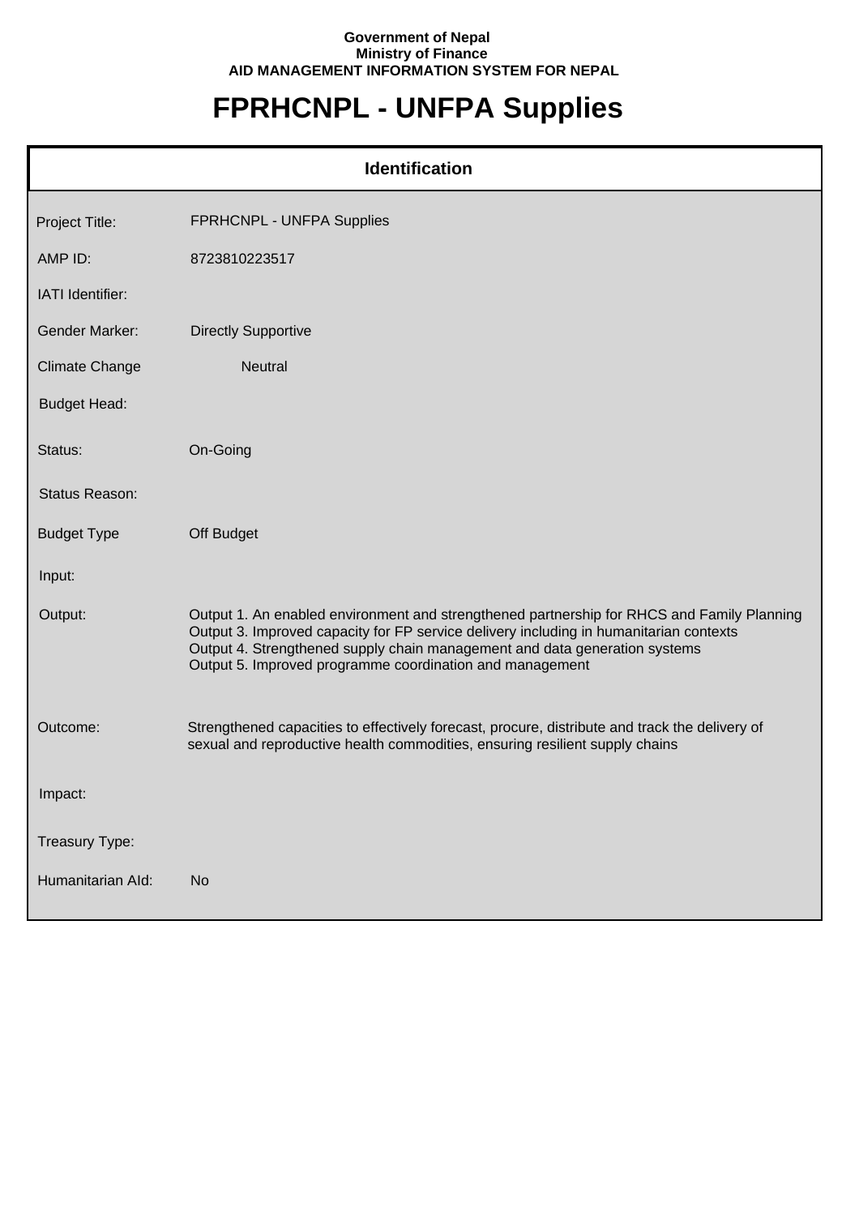**Government of Nepal**
**Ministry of Finance**
**AID MANAGEMENT INFORMATION SYSTEM FOR NEPAL**

# FPRHCNPL - UNFPA Supplies

## Identification

| | |
|---|---|
| Project Title: | FPRHCNPL - UNFPA Supplies |
| AMP ID: | 8723810223517 |
| IATI Identifier: | |
| Gender Marker: | Directly Supportive |
| Climate Change | Neutral |
| Budget Head: | |
| Status: | On-Going |
| Status Reason: | |
| Budget Type | Off Budget |
| Input: | |
| Output: | Output 1. An enabled environment and strengthened partnership for RHCS and Family Planning<br>Output 3. Improved capacity for FP service delivery including in humanitarian contexts<br>Output 4. Strengthened supply chain management and data generation systems<br>Output 5. Improved programme coordination and management |
| Outcome: | Strengthened capacities to effectively forecast, procure, distribute and track the delivery of sexual and reproductive health commodities, ensuring resilient supply chains |
| Impact: | |
| Treasury Type: | |
| Humanitarian AId: | No |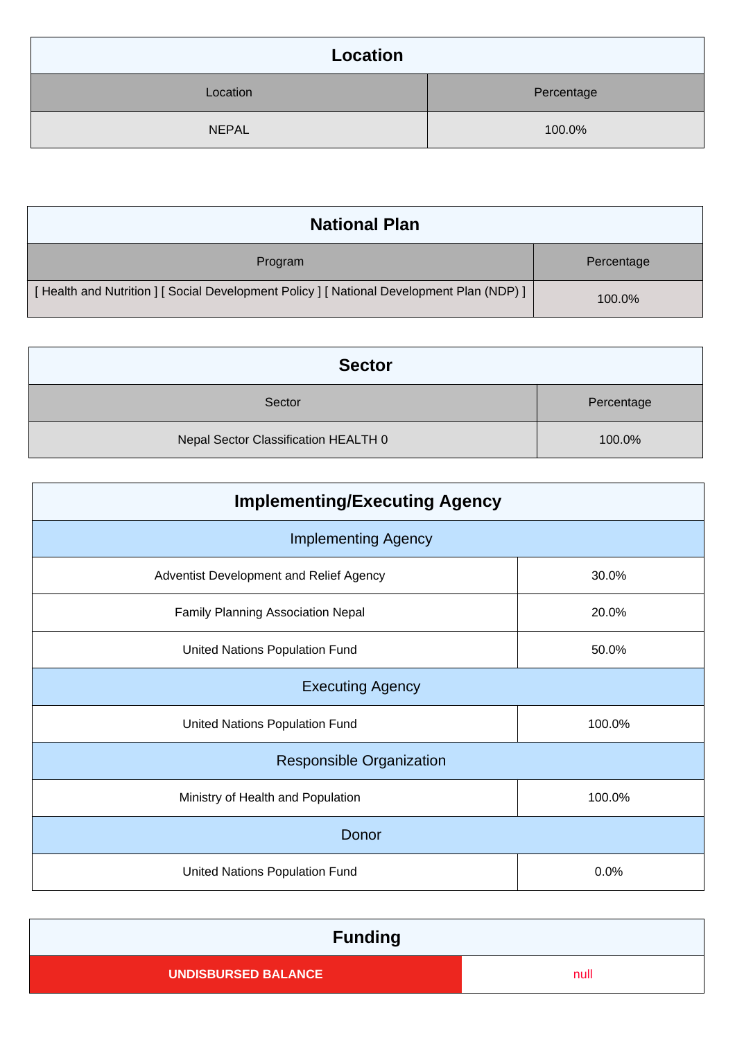## Location

| Location | Percentage |
|---|---|
| NEPAL | 100.0% |

## National Plan

| Program | Percentage |
|---|---|
| [ Health and Nutrition ] [ Social Development Policy ] [ National Development Plan (NDP) ] | 100.0% |

## Sector

| Sector | Percentage |
|---|---|
| Nepal Sector Classification HEALTH 0 | 100.0% |

## Implementing/Executing Agency

| Implementing Agency | |
|---|---|
| Adventist Development and Relief Agency | 30.0% |
| Family Planning Association Nepal | 20.0% |
| United Nations Population Fund | 50.0% |
| **Executing Agency** | |
| United Nations Population Fund | 100.0% |
| **Responsible Organization** | |
| Ministry of Health and Population | 100.0% |
| **Donor** | |
| United Nations Population Fund | 0.0% |

## Funding

| UNDISBURSED BALANCE | null |
|---|---|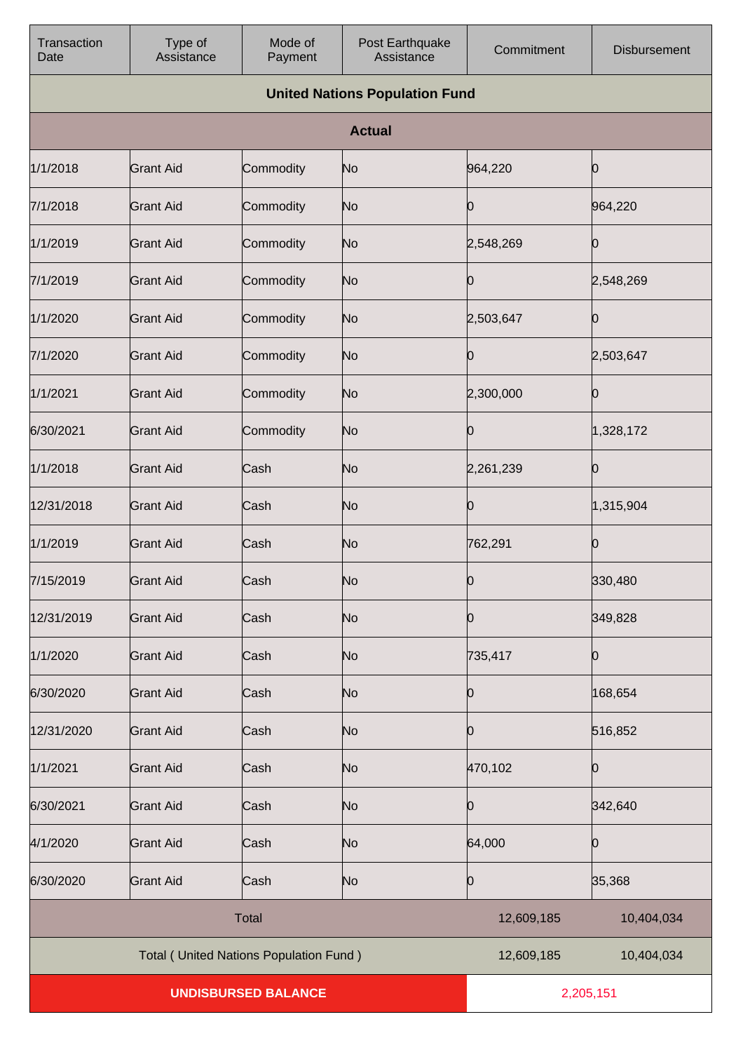| Transaction Date | Type of Assistance | Mode of Payment | Post Earthquake Assistance | Commitment | Disbursement |
|---|---|---|---|---|---|
| **United Nations Population Fund** | | | | | |
| **Actual** | | | | | |
| 1/1/2018 | Grant Aid | Commodity | No | 964,220 | 0 |
| 7/1/2018 | Grant Aid | Commodity | No | 0 | 964,220 |
| 1/1/2019 | Grant Aid | Commodity | No | 2,548,269 | 0 |
| 7/1/2019 | Grant Aid | Commodity | No | 0 | 2,548,269 |
| 1/1/2020 | Grant Aid | Commodity | No | 2,503,647 | 0 |
| 7/1/2020 | Grant Aid | Commodity | No | 0 | 2,503,647 |
| 1/1/2021 | Grant Aid | Commodity | No | 2,300,000 | 0 |
| 6/30/2021 | Grant Aid | Commodity | No | 0 | 1,328,172 |
| 1/1/2018 | Grant Aid | Cash | No | 2,261,239 | 0 |
| 12/31/2018 | Grant Aid | Cash | No | 0 | 1,315,904 |
| 1/1/2019 | Grant Aid | Cash | No | 762,291 | 0 |
| 7/15/2019 | Grant Aid | Cash | No | 0 | 330,480 |
| 12/31/2019 | Grant Aid | Cash | No | 0 | 349,828 |
| 1/1/2020 | Grant Aid | Cash | No | 735,417 | 0 |
| 6/30/2020 | Grant Aid | Cash | No | 0 | 168,654 |
| 12/31/2020 | Grant Aid | Cash | No | 0 | 516,852 |
| 1/1/2021 | Grant Aid | Cash | No | 470,102 | 0 |
| 6/30/2021 | Grant Aid | Cash | No | 0 | 342,640 |
| 4/1/2020 | Grant Aid | Cash | No | 64,000 | 0 |
| 6/30/2020 | Grant Aid | Cash | No | 0 | 35,368 |
| Total | | | | 12,609,185 | 10,404,034 |
| Total ( United Nations Population Fund ) | | | | 12,609,185 | 10,404,034 |
| **UNDISBURSED BALANCE** | | | | 2,205,151 | |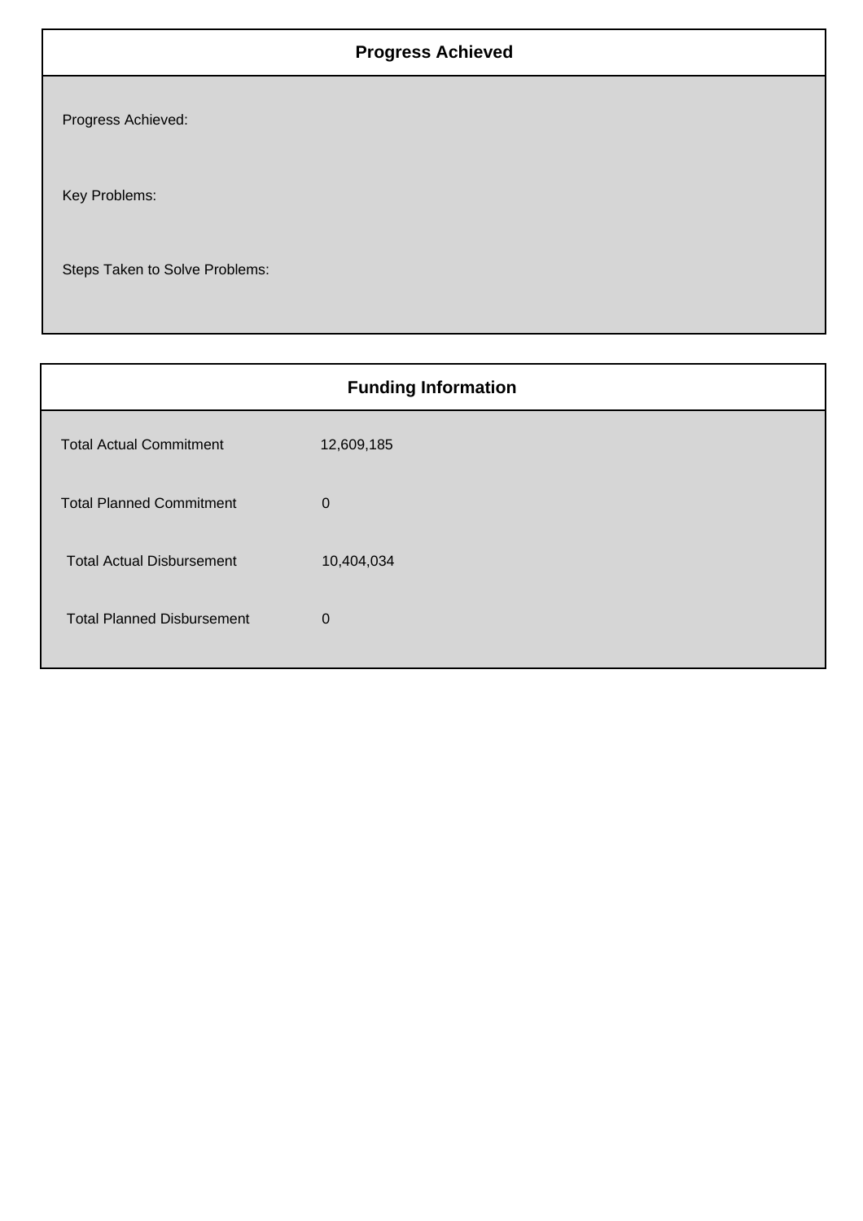## Progress Achieved

Progress Achieved:

Key Problems:

Steps Taken to Solve Problems:

## Funding Information

| | |
|---|---|
| Total Actual Commitment | 12,609,185 |
| Total Planned Commitment | 0 |
| Total Actual Disbursement | 10,404,034 |
| Total Planned Disbursement | 0 |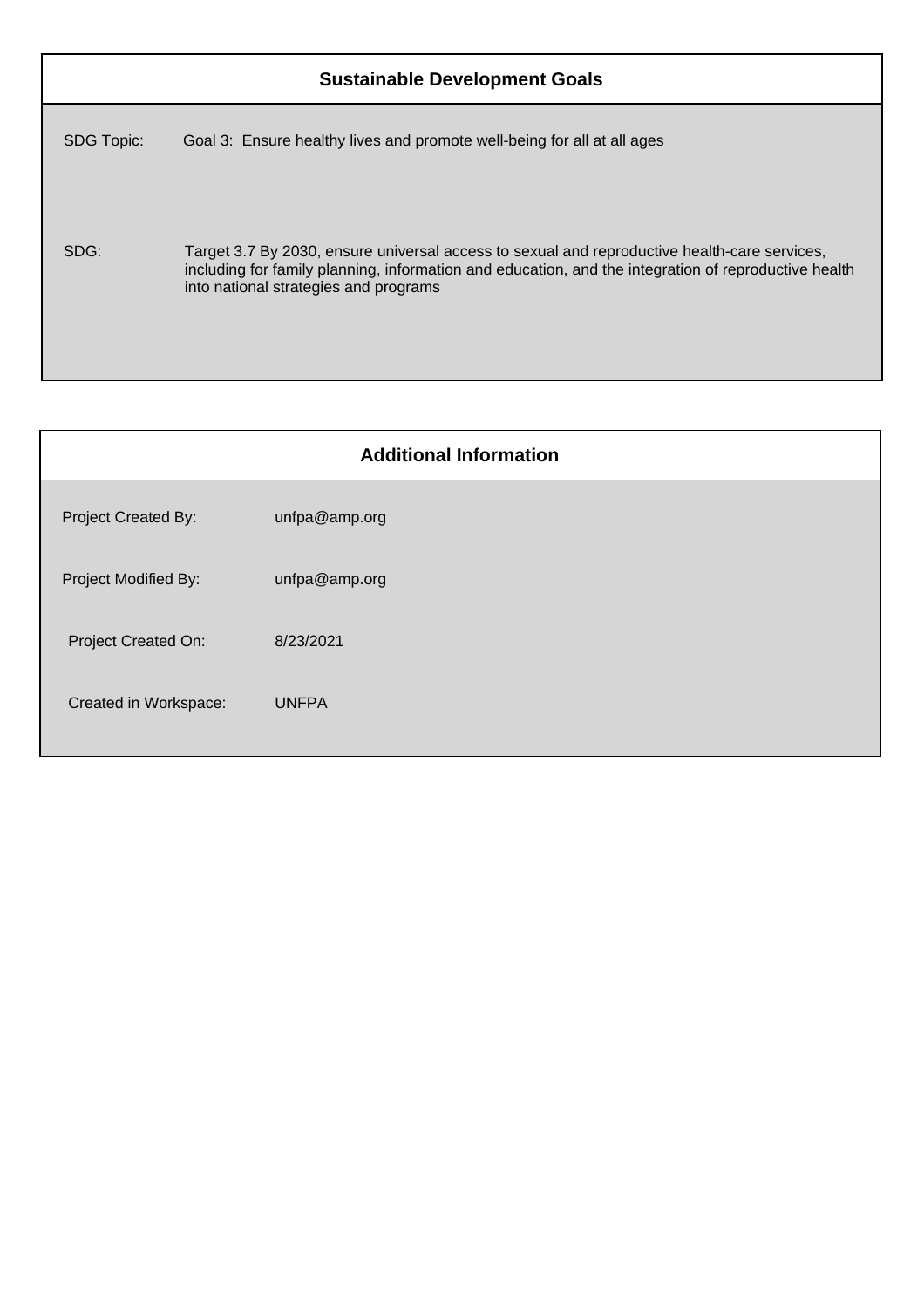## Sustainable Development Goals

| | |
|---|---|
| SDG Topic: | Goal 3: Ensure healthy lives and promote well-being for all at all ages |
| SDG: | Target 3.7 By 2030, ensure universal access to sexual and reproductive health-care services, including for family planning, information and education, and the integration of reproductive health into national strategies and programs |

## Additional Information

| | |
|---|---|
| Project Created By: | unfpa@amp.org |
| Project Modified By: | unfpa@amp.org |
| Project Created On: | 8/23/2021 |
| Created in Workspace: | UNFPA |